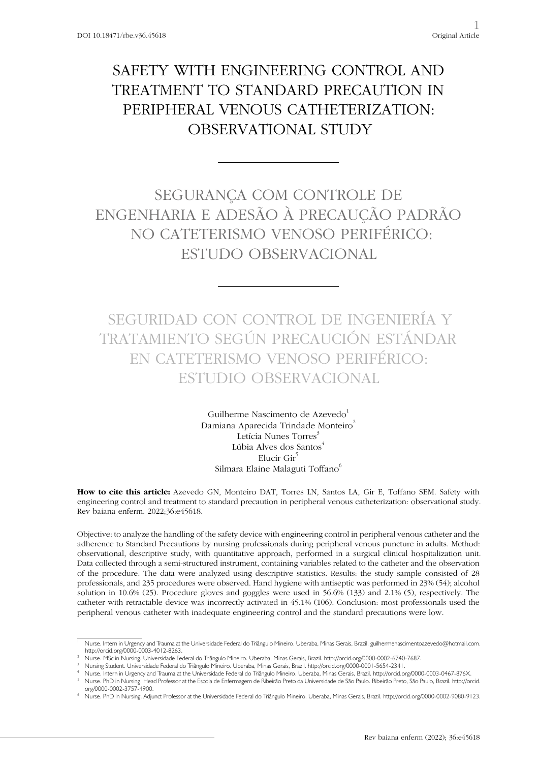# SAFETY WITH ENGINEERING CONTROL AND TREATMENT TO STANDARD PRECAUTION IN PERIPHERAL VENOUS CATHETERIZATION: OBSERVATIONAL STUDY

# SEGURANÇA COM CONTROLE DE ENGENHARIA E ADESÃO À PRECAUÇÃO PADRÃO NO CATETERISMO VENOSO PERIFÉRICO: ESTUDO OBSERVACIONAL

# SEGURIDAD CON CONTROL DE INGENIERÍA Y TRATAMIENTO SEGÚN PRECAUCIÓN ESTÁNDAR EN CATETERISMO VENOSO PERIFÉRICO: ESTUDIO OBSERVACIONAL

Guilherme Nascimento de Azevedo[1]
Damiana Aparecida Trindade Monteiro[2]
Letícia Nunes Torres[3]
Lúbia Alves dos Santos[4]
Elucir Gir[5]
Silmara Elaine Malaguti Toffano[6]

**How to cite this article:** Azevedo GN, Monteiro DAT, Torres LN, Santos LA, Gir E, Toffano SEM. Safety with engineering control and treatment to standard precaution in peripheral venous catheterization: observational study. Rev baiana enferm. 2022;36:e45618.

Objective: to analyze the handling of the safety device with engineering control in peripheral venous catheter and the adherence to Standard Precautions by nursing professionals during peripheral venous puncture in adults. Method: observational, descriptive study, with quantitative approach, performed in a surgical clinical hospitalization unit. Data collected through a semi-structured instrument, containing variables related to the catheter and the observation of the procedure. The data were analyzed using descriptive statistics. Results: the study sample consisted of 28 professionals, and 235 procedures were observed. Hand hygiene with antiseptic was performed in 23% (54); alcohol solution in 10.6% (25). Procedure gloves and goggles were used in 56.6% (133) and 2.1% (5), respectively. The catheter with retractable device was incorrectly activated in 45.1% (106). Conclusion: most professionals used the peripheral venous catheter with inadequate engineering control and the standard precautions were low.

---

[1] Nurse. Intern in Urgency and Trauma at the Universidade Federal do Triângulo Mineiro. Uberaba, Minas Gerais, Brazil. guilhermenascimentoazevedo@hotmail.com. http://orcid.org/0000-0003-4012-8263.

[2] Nurse. MSc in Nursing. Universidade Federal do Triângulo Mineiro. Uberaba, Minas Gerais, Brazil. http://orcid.org/0000-0002-6740-7687.

[3] Nursing Student. Universidade Federal do Triângulo Mineiro. Uberaba, Minas Gerais, Brazil. http://orcid.org/0000-0001-5654-2341.

[4] Nurse. Intern in Urgency and Trauma at the Universidade Federal do Triângulo Mineiro. Uberaba, Minas Gerais, Brazil. http://orcid.org/0000-0003-0467-876X.

[5] Nurse. PhD in Nursing. Head Professor at the Escola de Enfermagem de Ribeirão Preto da Universidade de São Paulo. Ribeirão Preto, São Paulo, Brazil. http://orcid.org/0000-0002-3757-4900.

[6] Nurse. PhD in Nursing. Adjunct Professor at the Universidade Federal do Triângulo Mineiro. Uberaba, Minas Gerais, Brazil. http://orcid.org/0000-0002-9080-9123.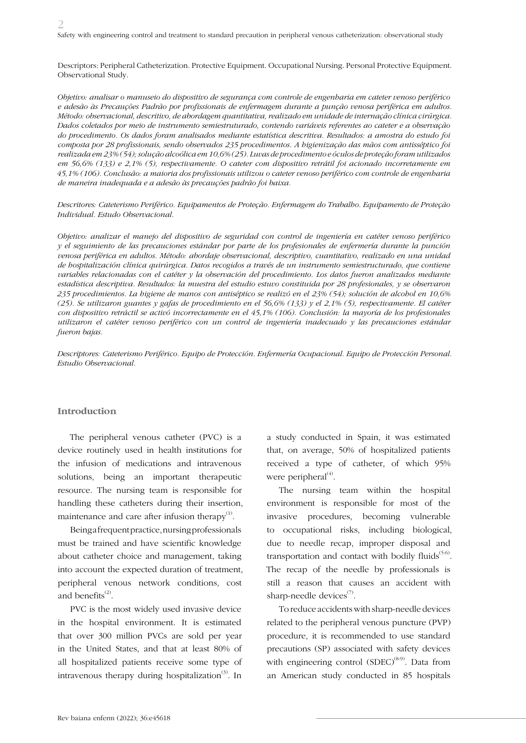Descriptors: Peripheral Catheterization. Protective Equipment. Occupational Nursing. Personal Protective Equipment. Observational Study.

*Objetivo: analisar o manuseio do dispositivo de segurança com controle de engenharia em cateter venoso periférico e adesão às Precauções Padrão por profissionais de enfermagem durante a punção venosa periférica em adultos. Método: observacional, descritivo, de abordagem quantitativa, realizado em unidade de internação clínica cirúrgica. Dados coletados por meio de instrumento semiestruturado, contendo variáveis referentes ao cateter e a observação do procedimento. Os dados foram analisados mediante estatística descritiva. Resultados: a amostra do estudo foi composta por 28 profissionais, sendo observados 235 procedimentos. A higienização das mãos com antisséptico foi realizada em 23% (54); solução alcoólica em 10,6% (25). Luvas de procedimento e óculos de proteção foram utilizados em 56,6% (133) e 2,1% (5), respectivamente. O cateter com dispositivo retrátil foi acionado incorretamente em 45,1% (106). Conclusão: a maioria dos profissionais utilizou o cateter venoso periférico com controle de engenharia de maneira inadequada e a adesão às precauções padrão foi baixa.*

*Descritores: Cateterismo Periférico. Equipamentos de Proteção. Enfermagem do Trabalho. Equipamento de Proteção Individual. Estudo Observacional.*

*Objetivo: analizar el manejo del dispositivo de seguridad con control de ingeniería en catéter venoso periférico y el seguimiento de las precauciones estándar por parte de los profesionales de enfermería durante la punción venosa periférica en adultos. Método: abordaje observacional, descriptivo, cuantitativo, realizado en una unidad de hospitalización clínica quirúrgica. Datos recogidos a través de un instrumento semiestructurado, que contiene variables relacionadas con el catéter y la observación del procedimiento. Los datos fueron analizados mediante estadística descriptiva. Resultados: la muestra del estudio estuvo constituida por 28 profesionales, y se observaron 235 procedimientos. La higiene de manos con antiséptico se realizó en el 23% (54); solución de alcohol en 10,6% (25). Se utilizaron guantes y gafas de procedimiento en el 56,6% (133) y el 2,1% (5), respectivamente. El catéter con dispositivo retráctil se activó incorrectamente en el 45,1% (106). Conclusión: la mayoría de los profesionales utilizaron el catéter venoso periférico con un control de ingeniería inadecuado y las precauciones estándar fueron bajas.*

*Descriptores: Cateterismo Periférico. Equipo de Protección. Enfermería Ocupacional. Equipo de Protección Personal. Estudio Observacional.*

## Introduction

The peripheral venous catheter (PVC) is a device routinely used in health institutions for the infusion of medications and intravenous solutions, being an important therapeutic resource. The nursing team is responsible for handling these catheters during their insertion, maintenance and care after infusion therapy[1].

Being a frequent practice, nursing professionals must be trained and have scientific knowledge about catheter choice and management, taking into account the expected duration of treatment, peripheral venous network conditions, cost and benefits[2].

PVC is the most widely used invasive device in the hospital environment. It is estimated that over 300 million PVCs are sold per year in the United States, and that at least 80% of all hospitalized patients receive some type of intravenous therapy during hospitalization[3]. In a study conducted in Spain, it was estimated that, on average, 50% of hospitalized patients received a type of catheter, of which 95% were peripheral[4].

The nursing team within the hospital environment is responsible for most of the invasive procedures, becoming vulnerable to occupational risks, including biological, due to needle recap, improper disposal and transportation and contact with bodily fluids[5-6]. The recap of the needle by professionals is still a reason that causes an accident with sharp-needle devices[7].

To reduce accidents with sharp-needle devices related to the peripheral venous puncture (PVP) procedure, it is recommended to use standard precautions (SP) associated with safety devices with engineering control (SDEC)[8-9]. Data from an American study conducted in 85 hospitals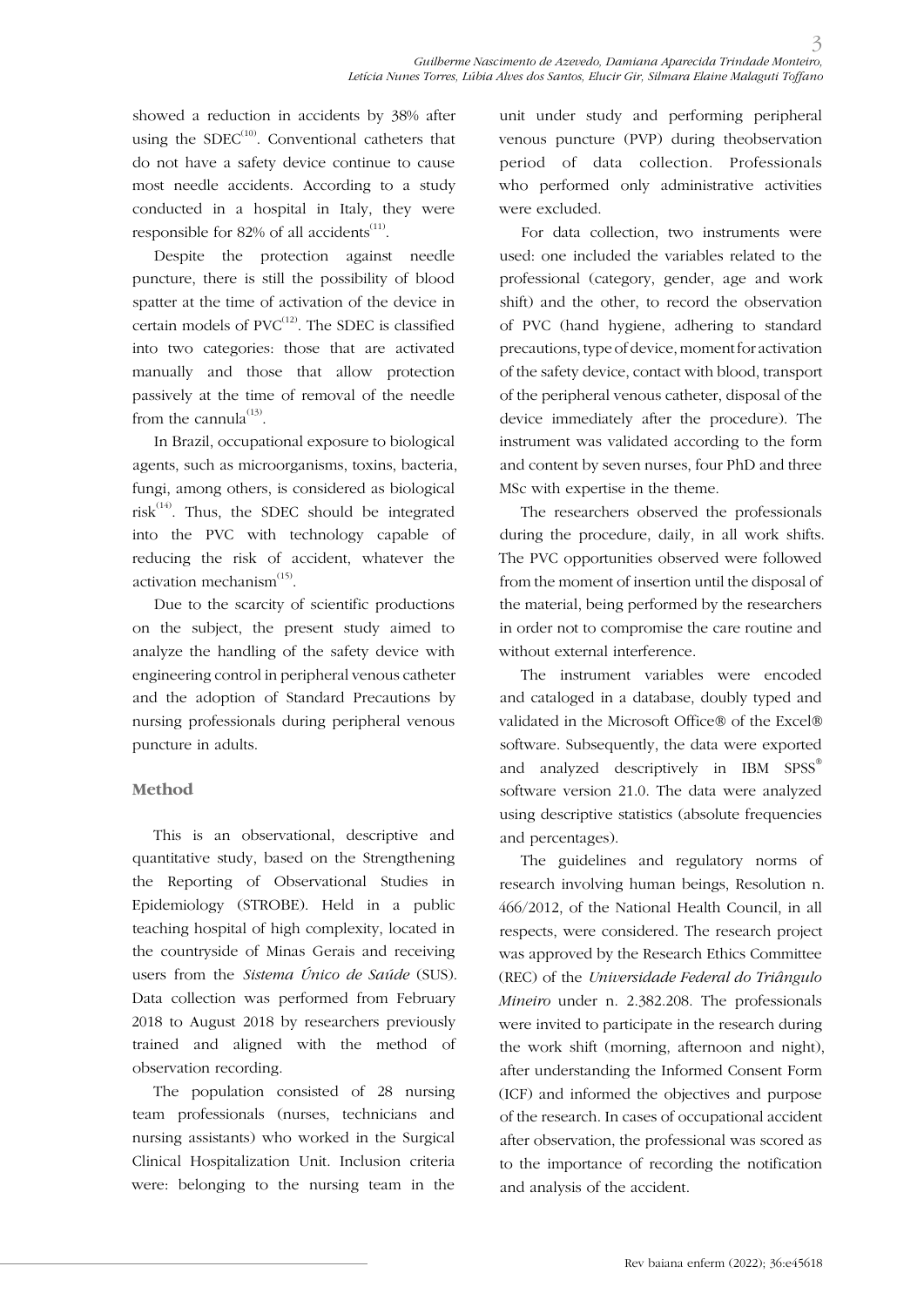showed a reduction in accidents by 38% after using the SDEC[10]. Conventional catheters that do not have a safety device continue to cause most needle accidents. According to a study conducted in a hospital in Italy, they were responsible for 82% of all accidents[11].

Despite the protection against needle puncture, there is still the possibility of blood spatter at the time of activation of the device in certain models of PVC[12]. The SDEC is classified into two categories: those that are activated manually and those that allow protection passively at the time of removal of the needle from the cannula[13].

In Brazil, occupational exposure to biological agents, such as microorganisms, toxins, bacteria, fungi, among others, is considered as biological risk[14]. Thus, the SDEC should be integrated into the PVC with technology capable of reducing the risk of accident, whatever the activation mechanism[15].

Due to the scarcity of scientific productions on the subject, the present study aimed to analyze the handling of the safety device with engineering control in peripheral venous catheter and the adoption of Standard Precautions by nursing professionals during peripheral venous puncture in adults.

## Method

This is an observational, descriptive and quantitative study, based on the Strengthening the Reporting of Observational Studies in Epidemiology (STROBE). Held in a public teaching hospital of high complexity, located in the countryside of Minas Gerais and receiving users from the *Sistema Único de Saúde* (SUS). Data collection was performed from February 2018 to August 2018 by researchers previously trained and aligned with the method of observation recording.

The population consisted of 28 nursing team professionals (nurses, technicians and nursing assistants) who worked in the Surgical Clinical Hospitalization Unit. Inclusion criteria were: belonging to the nursing team in the unit under study and performing peripheral venous puncture (PVP) during theobservation period of data collection. Professionals who performed only administrative activities were excluded.

For data collection, two instruments were used: one included the variables related to the professional (category, gender, age and work shift) and the other, to record the observation of PVC (hand hygiene, adhering to standard precautions, type of device, moment for activation of the safety device, contact with blood, transport of the peripheral venous catheter, disposal of the device immediately after the procedure). The instrument was validated according to the form and content by seven nurses, four PhD and three MSc with expertise in the theme.

The researchers observed the professionals during the procedure, daily, in all work shifts. The PVC opportunities observed were followed from the moment of insertion until the disposal of the material, being performed by the researchers in order not to compromise the care routine and without external interference.

The instrument variables were encoded and cataloged in a database, doubly typed and validated in the Microsoft Office® of the Excel® software. Subsequently, the data were exported and analyzed descriptively in IBM SPSS® software version 21.0. The data were analyzed using descriptive statistics (absolute frequencies and percentages).

The guidelines and regulatory norms of research involving human beings, Resolution n. 466/2012, of the National Health Council, in all respects, were considered. The research project was approved by the Research Ethics Committee (REC) of the *Universidade Federal do Triângulo Mineiro* under n. 2.382.208. The professionals were invited to participate in the research during the work shift (morning, afternoon and night), after understanding the Informed Consent Form (ICF) and informed the objectives and purpose of the research. In cases of occupational accident after observation, the professional was scored as to the importance of recording the notification and analysis of the accident.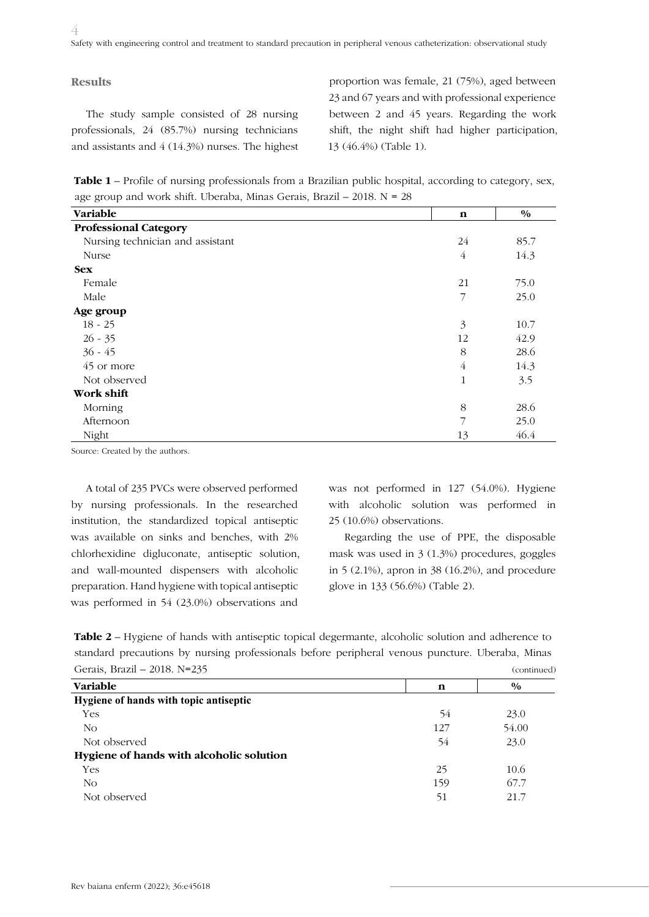## Results

The study sample consisted of 28 nursing professionals, 24 (85.7%) nursing technicians and assistants and 4 (14.3%) nurses. The highest proportion was female, 21 (75%), aged between 23 and 67 years and with professional experience between 2 and 45 years. Regarding the work shift, the night shift had higher participation, 13 (46.4%) (Table 1).

**Table 1** – Profile of nursing professionals from a Brazilian public hospital, according to category, sex, age group and work shift. Uberaba, Minas Gerais, Brazil – 2018. N = 28

| Variable | n | % |
|---|---|---|
| **Professional Category** | | |
| Nursing technician and assistant | 24 | 85.7 |
| Nurse | 4 | 14.3 |
| **Sex** | | |
| Female | 21 | 75.0 |
| Male | 7 | 25.0 |
| **Age group** | | |
| 18 - 25 | 3 | 10.7 |
| 26 - 35 | 12 | 42.9 |
| 36 - 45 | 8 | 28.6 |
| 45 or more | 4 | 14.3 |
| Not observed | 1 | 3.5 |
| **Work shift** | | |
| Morning | 8 | 28.6 |
| Afternoon | 7 | 25.0 |
| Night | 13 | 46.4 |

Source: Created by the authors.

A total of 235 PVCs were observed performed by nursing professionals. In the researched institution, the standardized topical antiseptic was available on sinks and benches, with 2% chlorhexidine digluconate, antiseptic solution, and wall-mounted dispensers with alcoholic preparation. Hand hygiene with topical antiseptic was performed in 54 (23.0%) observations and was not performed in 127 (54.0%). Hygiene with alcoholic solution was performed in 25 (10.6%) observations.

Regarding the use of PPE, the disposable mask was used in 3 (1.3%) procedures, goggles in 5 (2.1%), apron in 38 (16.2%), and procedure glove in 133 (56.6%) (Table 2).

**Table 2** – Hygiene of hands with antiseptic topical degermante, alcoholic solution and adherence to standard precautions by nursing professionals before peripheral venous puncture. Uberaba, Minas Gerais, Brazil – 2018. N=235 (continued)

| Variable | n | % |
|---|---|---|
| **Hygiene of hands with topic antiseptic** | | |
| Yes | 54 | 23.0 |
| No | 127 | 54.00 |
| Not observed | 54 | 23.0 |
| **Hygiene of hands with alcoholic solution** | | |
| Yes | 25 | 10.6 |
| No | 159 | 67.7 |
| Not observed | 51 | 21.7 |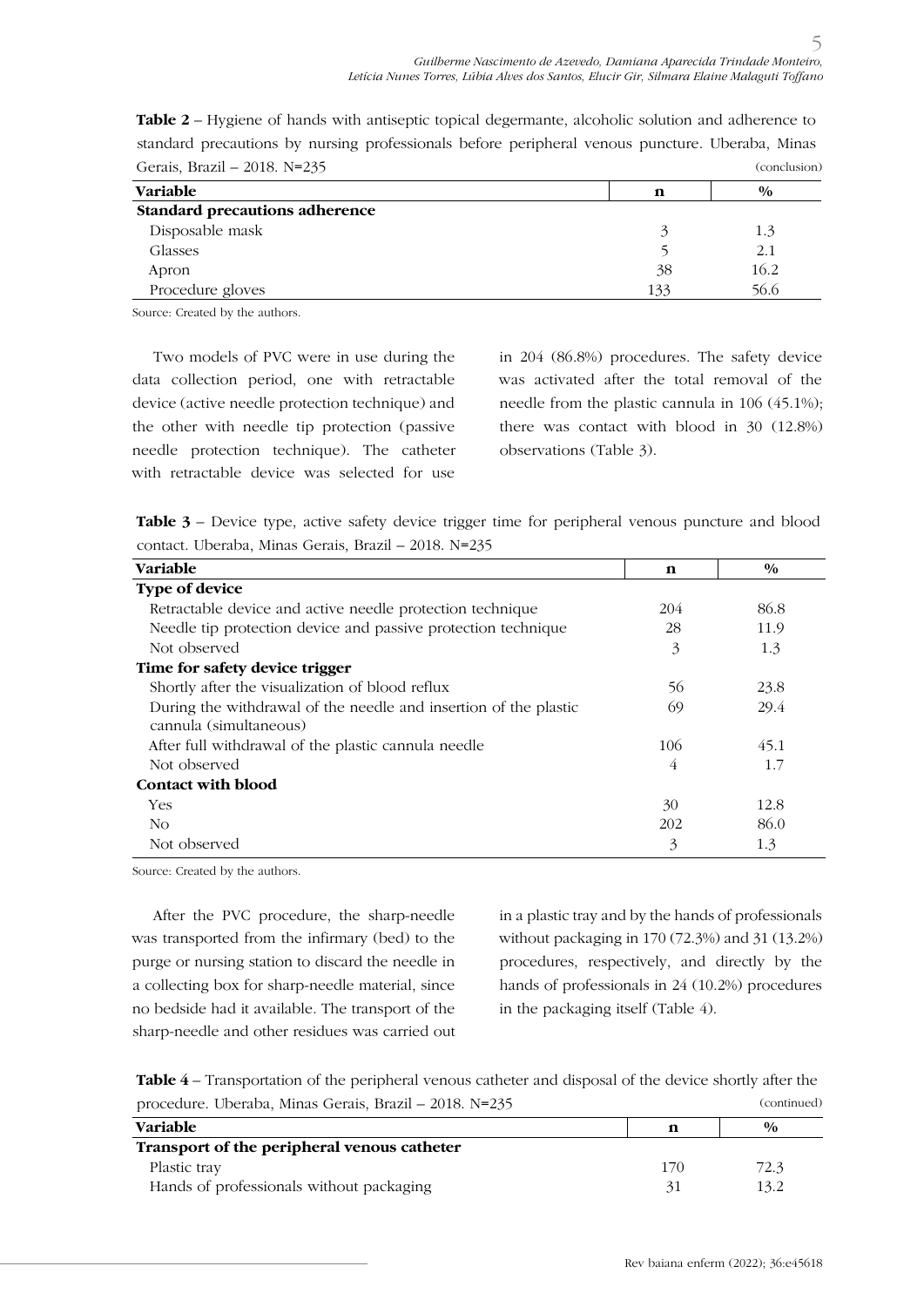**Table 2** – Hygiene of hands with antiseptic topical degermante, alcoholic solution and adherence to standard precautions by nursing professionals before peripheral venous puncture. Uberaba, Minas Gerais, Brazil – 2018. N=235 (conclusion)

| Variable | n | % |
|---|---|---|
| **Standard precautions adherence** | | |
| Disposable mask | 3 | 1.3 |
| Glasses | 5 | 2.1 |
| Apron | 38 | 16.2 |
| Procedure gloves | 133 | 56.6 |

Source: Created by the authors.

Two models of PVC were in use during the data collection period, one with retractable device (active needle protection technique) and the other with needle tip protection (passive needle protection technique). The catheter with retractable device was selected for use in 204 (86.8%) procedures. The safety device was activated after the total removal of the needle from the plastic cannula in 106 (45.1%); there was contact with blood in 30 (12.8%) observations (Table 3).

**Table 3** – Device type, active safety device trigger time for peripheral venous puncture and blood contact. Uberaba, Minas Gerais, Brazil – 2018. N=235

| Variable | n | % |
|---|---|---|
| **Type of device** | | |
| Retractable device and active needle protection technique | 204 | 86.8 |
| Needle tip protection device and passive protection technique | 28 | 11.9 |
| Not observed | 3 | 1.3 |
| **Time for safety device trigger** | | |
| Shortly after the visualization of blood reflux | 56 | 23.8 |
| During the withdrawal of the needle and insertion of the plastic cannula (simultaneous) | 69 | 29.4 |
| After full withdrawal of the plastic cannula needle | 106 | 45.1 |
| Not observed | 4 | 1.7 |
| **Contact with blood** | | |
| Yes | 30 | 12.8 |
| No | 202 | 86.0 |
| Not observed | 3 | 1.3 |

Source: Created by the authors.

After the PVC procedure, the sharp-needle was transported from the infirmary (bed) to the purge or nursing station to discard the needle in a collecting box for sharp-needle material, since no bedside had it available. The transport of the sharp-needle and other residues was carried out in a plastic tray and by the hands of professionals without packaging in 170 (72.3%) and 31 (13.2%) procedures, respectively, and directly by the hands of professionals in 24 (10.2%) procedures in the packaging itself (Table 4).

**Table 4** – Transportation of the peripheral venous catheter and disposal of the device shortly after the procedure. Uberaba, Minas Gerais, Brazil – 2018. N=235 (continued)

| Variable | n | % |
|---|---|---|
| **Transport of the peripheral venous catheter** | | |
| Plastic tray | 170 | 72.3 |
| Hands of professionals without packaging | 31 | 13.2 |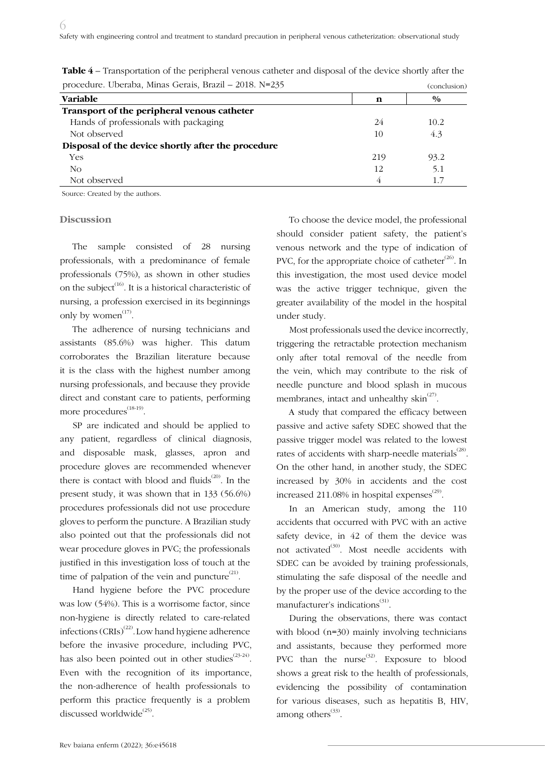**Table 4** – Transportation of the peripheral venous catheter and disposal of the device shortly after the procedure. Uberaba, Minas Gerais, Brazil – 2018. N=235 (conclusion)

| Variable | n | % |
|---|---|---|
| **Transport of the peripheral venous catheter** | | |
| Hands of professionals with packaging | 24 | 10.2 |
| Not observed | 10 | 4.3 |
| **Disposal of the device shortly after the procedure** | | |
| Yes | 219 | 93.2 |
| No | 12 | 5.1 |
| Not observed | 4 | 1.7 |

Source: Created by the authors.

## Discussion

The sample consisted of 28 nursing professionals, with a predominance of female professionals (75%), as shown in other studies on the subject[16]. It is a historical characteristic of nursing, a profession exercised in its beginnings only by women[17].

The adherence of nursing technicians and assistants (85.6%) was higher. This datum corroborates the Brazilian literature because it is the class with the highest number among nursing professionals, and because they provide direct and constant care to patients, performing more procedures[18-19].

SP are indicated and should be applied to any patient, regardless of clinical diagnosis, and disposable mask, glasses, apron and procedure gloves are recommended whenever there is contact with blood and fluids[20]. In the present study, it was shown that in 133 (56.6%) procedures professionals did not use procedure gloves to perform the puncture. A Brazilian study also pointed out that the professionals did not wear procedure gloves in PVC; the professionals justified in this investigation loss of touch at the time of palpation of the vein and puncture[21].

Hand hygiene before the PVC procedure was low (54%). This is a worrisome factor, since non-hygiene is directly related to care-related infections (CRIs)[22]. Low hand hygiene adherence before the invasive procedure, including PVC, has also been pointed out in other studies[23-24]. Even with the recognition of its importance, the non-adherence of health professionals to perform this practice frequently is a problem discussed worldwide[25].

To choose the device model, the professional should consider patient safety, the patient's venous network and the type of indication of PVC, for the appropriate choice of catheter[26]. In this investigation, the most used device model was the active trigger technique, given the greater availability of the model in the hospital under study.

Most professionals used the device incorrectly, triggering the retractable protection mechanism only after total removal of the needle from the vein, which may contribute to the risk of needle puncture and blood splash in mucous membranes, intact and unhealthy skin[27].

A study that compared the efficacy between passive and active safety SDEC showed that the passive trigger model was related to the lowest rates of accidents with sharp-needle materials[28]. On the other hand, in another study, the SDEC increased by 30% in accidents and the cost increased 211.08% in hospital expenses[29].

In an American study, among the 110 accidents that occurred with PVC with an active safety device, in 42 of them the device was not activated[30]. Most needle accidents with SDEC can be avoided by training professionals, stimulating the safe disposal of the needle and by the proper use of the device according to the manufacturer's indications[31].

During the observations, there was contact with blood (n=30) mainly involving technicians and assistants, because they performed more PVC than the nurse[32]. Exposure to blood shows a great risk to the health of professionals, evidencing the possibility of contamination for various diseases, such as hepatitis B, HIV, among others[33].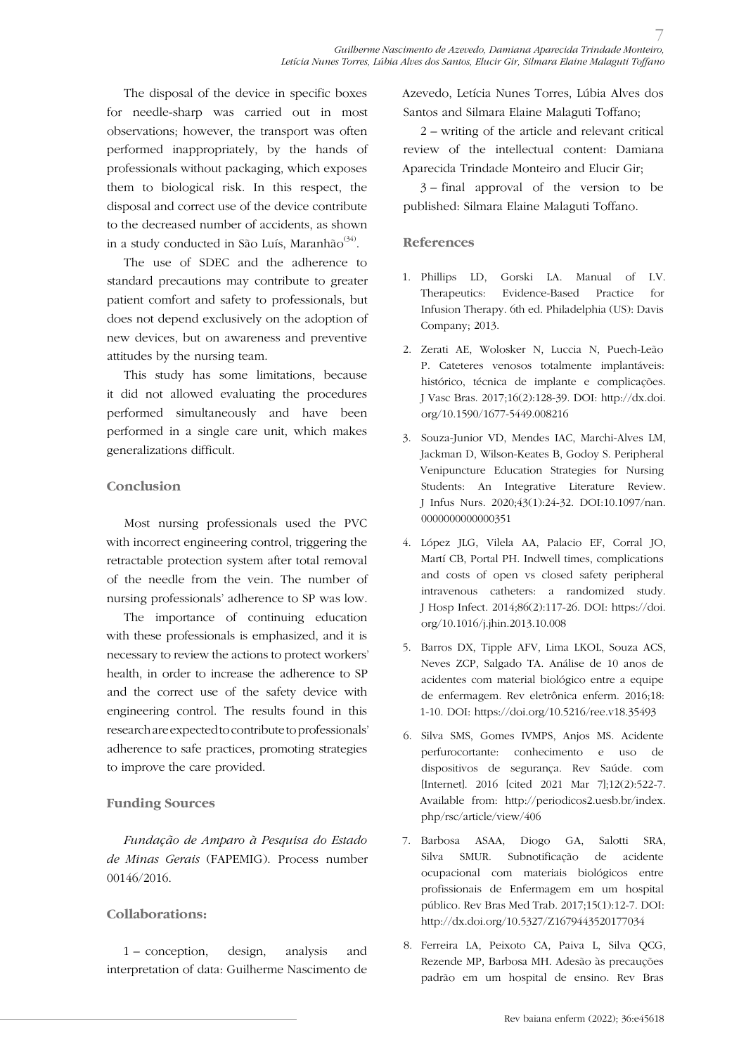The disposal of the device in specific boxes for needle-sharp was carried out in most observations; however, the transport was often performed inappropriately, by the hands of professionals without packaging, which exposes them to biological risk. In this respect, the disposal and correct use of the device contribute to the decreased number of accidents, as shown in a study conducted in São Luís, Maranhão[34].

The use of SDEC and the adherence to standard precautions may contribute to greater patient comfort and safety to professionals, but does not depend exclusively on the adoption of new devices, but on awareness and preventive attitudes by the nursing team.

This study has some limitations, because it did not allowed evaluating the procedures performed simultaneously and have been performed in a single care unit, which makes generalizations difficult.

## Conclusion

Most nursing professionals used the PVC with incorrect engineering control, triggering the retractable protection system after total removal of the needle from the vein. The number of nursing professionals' adherence to SP was low.

The importance of continuing education with these professionals is emphasized, and it is necessary to review the actions to protect workers' health, in order to increase the adherence to SP and the correct use of the safety device with engineering control. The results found in this research are expected to contribute to professionals' adherence to safe practices, promoting strategies to improve the care provided.

## Funding Sources

*Fundação de Amparo à Pesquisa do Estado de Minas Gerais* (FAPEMIG). Process number 00146/2016.

## Collaborations:

1 – conception, design, analysis and interpretation of data: Guilherme Nascimento de Azevedo, Letícia Nunes Torres, Lúbia Alves dos Santos and Silmara Elaine Malaguti Toffano;

2 – writing of the article and relevant critical review of the intellectual content: Damiana Aparecida Trindade Monteiro and Elucir Gir;

3 – final approval of the version to be published: Silmara Elaine Malaguti Toffano.

## References

1. Phillips LD, Gorski LA. Manual of I.V. Therapeutics: Evidence-Based Practice for Infusion Therapy. 6th ed. Philadelphia (US): Davis Company; 2013.
2. Zerati AE, Wolosker N, Luccia N, Puech-Leão P. Cateteres venosos totalmente implantáveis: histórico, técnica de implante e complicações. J Vasc Bras. 2017;16(2):128-39. DOI: http://dx.doi.org/10.1590/1677-5449.008216
3. Souza-Junior VD, Mendes IAC, Marchi-Alves LM, Jackman D, Wilson-Keates B, Godoy S. Peripheral Venipuncture Education Strategies for Nursing Students: An Integrative Literature Review. J Infus Nurs. 2020;43(1):24-32. DOI:10.1097/nan.0000000000000351
4. López JLG, Vilela AA, Palacio EF, Corral JO, Martí CB, Portal PH. Indwell times, complications and costs of open vs closed safety peripheral intravenous catheters: a randomized study. J Hosp Infect. 2014;86(2):117-26. DOI: https://doi.org/10.1016/j.jhin.2013.10.008
5. Barros DX, Tipple AFV, Lima LKOL, Souza ACS, Neves ZCP, Salgado TA. Análise de 10 anos de acidentes com material biológico entre a equipe de enfermagem. Rev eletrônica enferm. 2016;18: 1-10. DOI: https://doi.org/10.5216/ree.v18.35493
6. Silva SMS, Gomes IVMPS, Anjos MS. Acidente perfurocortante: conhecimento e uso de dispositivos de segurança. Rev Saúde. com [Internet]. 2016 [cited 2021 Mar 7];12(2):522-7. Available from: http://periodicos2.uesb.br/index.php/rsc/article/view/406
7. Barbosa ASAA, Diogo GA, Salotti SRA, Silva SMUR. Subnotificação de acidente ocupacional com materiais biológicos entre profissionais de Enfermagem em um hospital público. Rev Bras Med Trab. 2017;15(1):12-7. DOI: http://dx.doi.org/10.5327/Z1679443520177034
8. Ferreira LA, Peixoto CA, Paiva L, Silva QCG, Rezende MP, Barbosa MH. Adesão às precauções padrão em um hospital de ensino. Rev Bras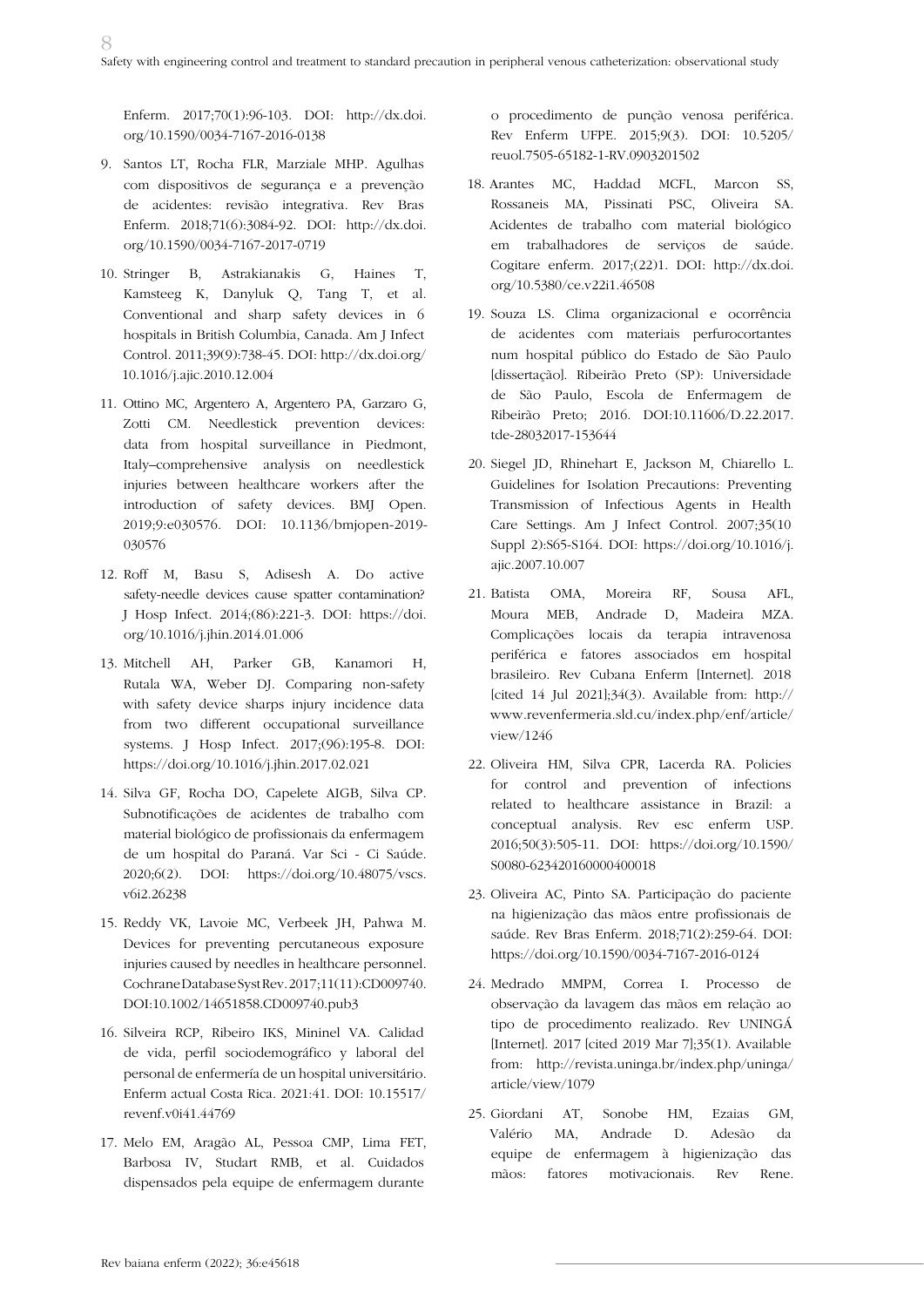Enferm. 2017;70(1):96-103. DOI: http://dx.doi.org/10.1590/0034-7167-2016-0138

9. Santos LT, Rocha FLR, Marziale MHP. Agulhas com dispositivos de segurança e a prevenção de acidentes: revisão integrativa. Rev Bras Enferm. 2018;71(6):3084-92. DOI: http://dx.doi.org/10.1590/0034-7167-2017-0719

10. Stringer B, Astrakianakis G, Haines T, Kamsteeg K, Danyluk Q, Tang T, et al. Conventional and sharp safety devices in 6 hospitals in British Columbia, Canada. Am J Infect Control. 2011;39(9):738-45. DOI: http://dx.doi.org/10.1016/j.ajic.2010.12.004

11. Ottino MC, Argentero A, Argentero PA, Garzaro G, Zotti CM. Needlestick prevention devices: data from hospital surveillance in Piedmont, Italy–comprehensive analysis on needlestick injuries between healthcare workers after the introduction of safety devices. BMJ Open. 2019;9:e030576. DOI: 10.1136/bmjopen-2019-030576

12. Roff M, Basu S, Adisesh A. Do active safety-needle devices cause spatter contamination? J Hosp Infect. 2014;(86):221-3. DOI: https://doi.org/10.1016/j.jhin.2014.01.006

13. Mitchell AH, Parker GB, Kanamori H, Rutala WA, Weber DJ. Comparing non-safety with safety device sharps injury incidence data from two different occupational surveillance systems. J Hosp Infect. 2017;(96):195-8. DOI: https://doi.org/10.1016/j.jhin.2017.02.021

14. Silva GF, Rocha DO, Capelete AIGB, Silva CP. Subnotificações de acidentes de trabalho com material biológico de profissionais da enfermagem de um hospital do Paraná. Var Sci - Ci Saúde. 2020;6(2). DOI: https://doi.org/10.48075/vscs.v6i2.26238

15. Reddy VK, Lavoie MC, Verbeek JH, Pahwa M. Devices for preventing percutaneous exposure injuries caused by needles in healthcare personnel. Cochrane Database Syst Rev. 2017;11(11):CD009740. DOI:10.1002/14651858.CD009740.pub3

16. Silveira RCP, Ribeiro IKS, Mininel VA. Calidad de vida, perfil sociodemográfico y laboral del personal de enfermería de un hospital universitário. Enferm actual Costa Rica. 2021:41. DOI: 10.15517/revenf.v0i41.44769

17. Melo EM, Aragão AL, Pessoa CMP, Lima FET, Barbosa IV, Studart RMB, et al. Cuidados dispensados pela equipe de enfermagem durante o procedimento de punção venosa periférica. Rev Enferm UFPE. 2015;9(3). DOI: 10.5205/reuol.7505-65182-1-RV.0903201502

18. Arantes MC, Haddad MCFL, Marcon SS, Rossaneis MA, Pissinati PSC, Oliveira SA. Acidentes de trabalho com material biológico em trabalhadores de serviços de saúde. Cogitare enferm. 2017;(22)1. DOI: http://dx.doi.org/10.5380/ce.v22i1.46508

19. Souza LS. Clima organizacional e ocorrência de acidentes com materiais perfurocortantes num hospital público do Estado de São Paulo [dissertação]. Ribeirão Preto (SP): Universidade de São Paulo, Escola de Enfermagem de Ribeirão Preto; 2016. DOI:10.11606/D.22.2017.tde-28032017-153644

20. Siegel JD, Rhinehart E, Jackson M, Chiarello L. Guidelines for Isolation Precautions: Preventing Transmission of Infectious Agents in Health Care Settings. Am J Infect Control. 2007;35(10 Suppl 2):S65-S164. DOI: https://doi.org/10.1016/j.ajic.2007.10.007

21. Batista OMA, Moreira RF, Sousa AFL, Moura MEB, Andrade D, Madeira MZA. Complicações locais da terapia intravenosa periférica e fatores associados em hospital brasileiro. Rev Cubana Enferm [Internet]. 2018 [cited 14 Jul 2021];34(3). Available from: http://www.revenfermeria.sld.cu/index.php/enf/article/view/1246

22. Oliveira HM, Silva CPR, Lacerda RA. Policies for control and prevention of infections related to healthcare assistance in Brazil: a conceptual analysis. Rev esc enferm USP. 2016;50(3):505-11. DOI: https://doi.org/10.1590/S0080-623420160000400018

23. Oliveira AC, Pinto SA. Participação do paciente na higienização das mãos entre profissionais de saúde. Rev Bras Enferm. 2018;71(2):259-64. DOI: https://doi.org/10.1590/0034-7167-2016-0124

24. Medrado MMPM, Correa I. Processo de observação da lavagem das mãos em relação ao tipo de procedimento realizado. Rev UNINGÁ [Internet]. 2017 [cited 2019 Mar 7];35(1). Available from: http://revista.uninga.br/index.php/uninga/article/view/1079

25. Giordani AT, Sonobe HM, Ezaias GM, Valério MA, Andrade D. Adesão da equipe de enfermagem à higienização das mãos: fatores motivacionais. Rev Rene.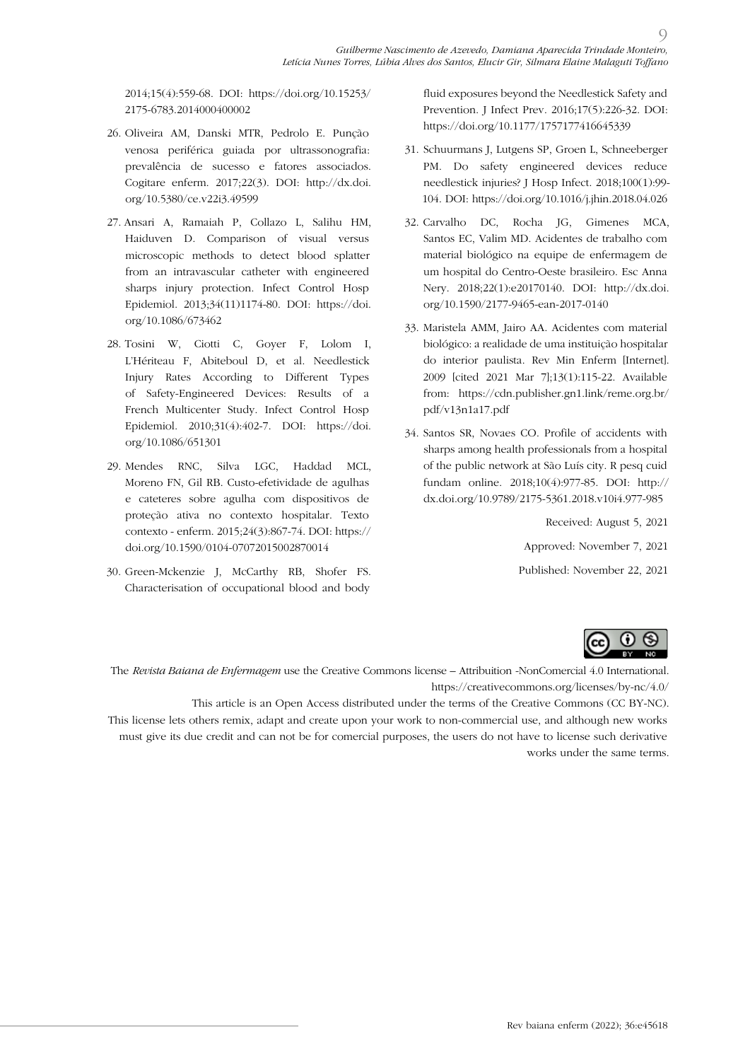2014;15(4):559-68. DOI: https://doi.org/10.15253/2175-6783.2014000400002

26. Oliveira AM, Danski MTR, Pedrolo E. Punção venosa periférica guiada por ultrassonografia: prevalência de sucesso e fatores associados. Cogitare enferm. 2017;22(3). DOI: http://dx.doi.org/10.5380/ce.v22i3.49599

27. Ansari A, Ramaiah P, Collazo L, Salihu HM, Haiduven D. Comparison of visual versus microscopic methods to detect blood splatter from an intravascular catheter with engineered sharps injury protection. Infect Control Hosp Epidemiol. 2013;34(11)1174-80. DOI: https://doi.org/10.1086/673462

28. Tosini W, Ciotti C, Goyer F, Lolom I, L'Hériteau F, Abiteboul D, et al. Needlestick Injury Rates According to Different Types of Safety-Engineered Devices: Results of a French Multicenter Study. Infect Control Hosp Epidemiol. 2010;31(4):402-7. DOI: https://doi.org/10.1086/651301

29. Mendes RNC, Silva LGC, Haddad MCL, Moreno FN, Gil RB. Custo-efetividade de agulhas e cateteres sobre agulha com dispositivos de proteção ativa no contexto hospitalar. Texto contexto - enferm. 2015;24(3):867-74. DOI: https://doi.org/10.1590/0104-07072015002870014

30. Green-Mckenzie J, McCarthy RB, Shofer FS. Characterisation of occupational blood and body fluid exposures beyond the Needlestick Safety and Prevention. J Infect Prev. 2016;17(5):226-32. DOI: https://doi.org/10.1177/1757177416645339

31. Schuurmans J, Lutgens SP, Groen L, Schneeberger PM. Do safety engineered devices reduce needlestick injuries? J Hosp Infect. 2018;100(1):99-104. DOI: https://doi.org/10.1016/j.jhin.2018.04.026

32. Carvalho DC, Rocha JG, Gimenes MCA, Santos EC, Valim MD. Acidentes de trabalho com material biológico na equipe de enfermagem de um hospital do Centro-Oeste brasileiro. Esc Anna Nery. 2018;22(1):e20170140. DOI: http://dx.doi.org/10.1590/2177-9465-ean-2017-0140

33. Maristela AMM, Jairo AA. Acidentes com material biológico: a realidade de uma instituição hospitalar do interior paulista. Rev Min Enferm [Internet]. 2009 [cited 2021 Mar 7];13(1):115-22. Available from: https://cdn.publisher.gn1.link/reme.org.br/pdf/v13n1a17.pdf

34. Santos SR, Novaes CO. Profile of accidents with sharps among health professionals from a hospital of the public network at São Luís city. R pesq cuid fundam online. 2018;10(4):977-85. DOI: http://dx.doi.org/10.9789/2175-5361.2018.v10i4.977-985

Received: August 5, 2021

Approved: November 7, 2021

Published: November 22, 2021

The *Revista Baiana de Enfermagem* use the Creative Commons license – Attribuition -NonComercial 4.0 International. https://creativecommons.org/licenses/by-nc/4.0/

This article is an Open Access distributed under the terms of the Creative Commons (CC BY-NC). This license lets others remix, adapt and create upon your work to non-commercial use, and although new works must give its due credit and can not be for comercial purposes, the users do not have to license such derivative works under the same terms.